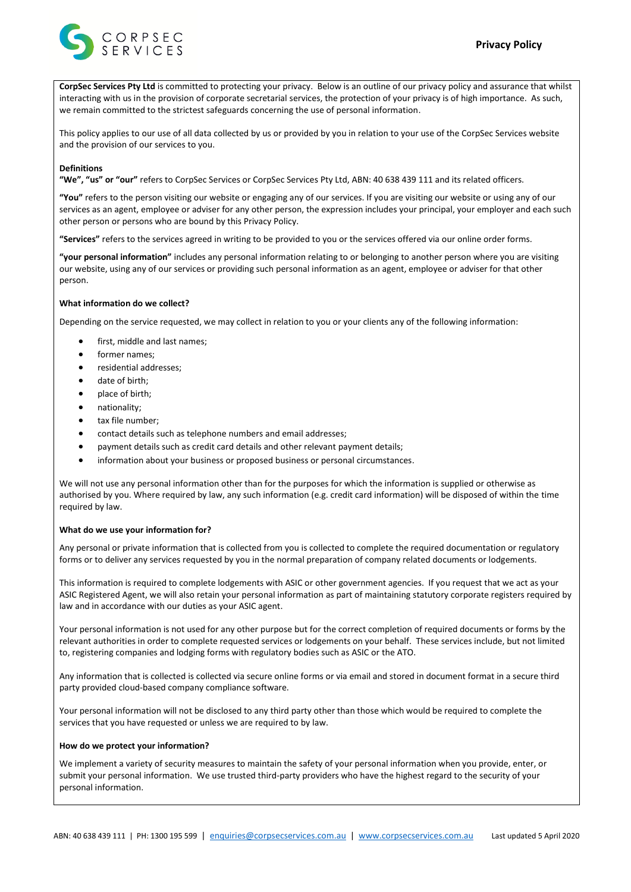# Privacy Policy

**CorpSec Services Pty Ltd** is committed to protecting your privacy. Below is an outline of our privacy policy and assurance that whilst interacting with us in the provision of corporate secretarial services, the protection of your privacy is of high importance. As such, we remain committed to the strictest safeguards concerning the use of personal information.

This policy applies to our use of all data collected by us or provided by you in relation to your use of the CorpSec Services website and the provision of our services to you.

**Definitions**

**"We", "us" or "our"** refers to CorpSec Services or CorpSec Services Pty Ltd, ABN: 40 638 439 111 and its related officers.

**"You"** refers to the person visiting our website or engaging any of our services. If you are visiting our website or using any of our services as an agent, employee or adviser for any other person, the expression includes your principal, your employer and each such other person or persons who are bound by this Privacy Policy.

**"Services"** refers to the services agreed in writing to be provided to you or the services offered via our online order forms.

**"your personal information"** includes any personal information relating to or belonging to another person where you are visiting our website, using any of our services or providing such personal information as an agent, employee or adviser for that other person.

**What information do we collect?**

Depending on the service requested, we may collect in relation to you or your clients any of the following information:

- first, middle and last names;
- former names;
- residential addresses;
- date of birth;
- place of birth;
- nationality;
- tax file number;
- contact details such as telephone numbers and email addresses;
- payment details such as credit card details and other relevant payment details;
- information about your business or proposed business or personal circumstances.

We will not use any personal information other than for the purposes for which the information is supplied or otherwise as authorised by you. Where required by law, any such information (e.g. credit card information) will be disposed of within the time required by law.

**What do we use your information for?**

Any personal or private information that is collected from you is collected to complete the required documentation or regulatory forms or to deliver any services requested by you in the normal preparation of company related documents or lodgements.

This information is required to complete lodgements with ASIC or other government agencies. If you request that we act as your ASIC Registered Agent, we will also retain your personal information as part of maintaining statutory corporate registers required by law and in accordance with our duties as your ASIC agent.

Your personal information is not used for any other purpose but for the correct completion of required documents or forms by the relevant authorities in order to complete requested services or lodgements on your behalf. These services include, but not limited to, registering companies and lodging forms with regulatory bodies such as ASIC or the ATO.

Any information that is collected is collected via secure online forms or via email and stored in document format in a secure third party provided cloud-based company compliance software.

Your personal information will not be disclosed to any third party other than those which would be required to complete the services that you have requested or unless we are required to by law.

**How do we protect your information?**

We implement a variety of security measures to maintain the safety of your personal information when you provide, enter, or submit your personal information. We use trusted third-party providers who have the highest regard to the security of your personal information.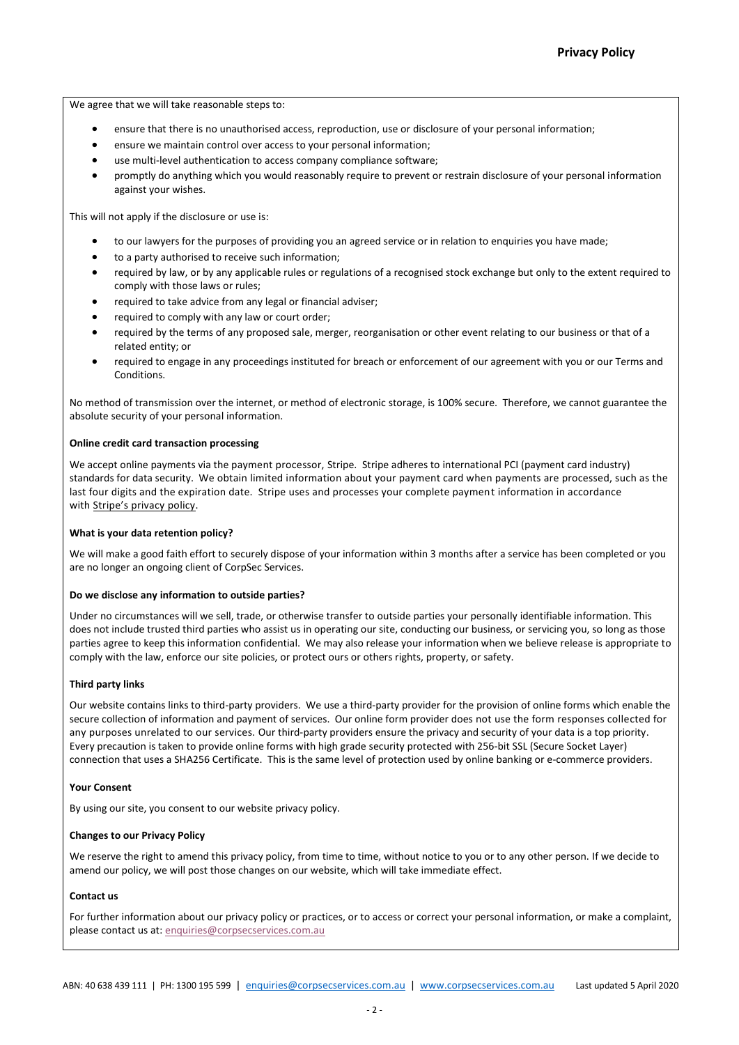We agree that we will take reasonable steps to:

- ensure that there is no unauthorised access, reproduction, use or disclosure of your personal information;
- ensure we maintain control over access to your personal information;
- use multi-level authentication to access company compliance software;
- promptly do anything which you would reasonably require to prevent or restrain disclosure of your personal information against your wishes.

This will not apply if the disclosure or use is:

- to our lawyers for the purposes of providing you an agreed service or in relation to enquiries you have made;
- to a party authorised to receive such information;
- required by law, or by any applicable rules or regulations of a recognised stock exchange but only to the extent required to comply with those laws or rules;
- required to take advice from any legal or financial adviser;
- required to comply with any law or court order;
- required by the terms of any proposed sale, merger, reorganisation or other event relating to our business or that of a related entity; or
- required to engage in any proceedings instituted for breach or enforcement of our agreement with you or our Terms and Conditions.

No method of transmission over the internet, or method of electronic storage, is 100% secure. Therefore, we cannot guarantee the absolute security of your personal information.

**Online credit card transaction processing**

We accept online payments via the payment processor, Stripe. Stripe adheres to international PCI (payment card industry) standards for data security. We obtain limited information about your payment card when payments are processed, such as the last four digits and the expiration date. Stripe uses and processes your complete payment information in accordance with Stripe's privacy policy.

**What is your data retention policy?**

We will make a good faith effort to securely dispose of your information within 3 months after a service has been completed or you are no longer an ongoing client of CorpSec Services.

**Do we disclose any information to outside parties?**

Under no circumstances will we sell, trade, or otherwise transfer to outside parties your personally identifiable information. This does not include trusted third parties who assist us in operating our site, conducting our business, or servicing you, so long as those parties agree to keep this information confidential. We may also release your information when we believe release is appropriate to comply with the law, enforce our site policies, or protect ours or others rights, property, or safety.

**Third party links**

Our website contains links to third-party providers. We use a third-party provider for the provision of online forms which enable the secure collection of information and payment of services. Our online form provider does not use the form responses collected for any purposes unrelated to our services. Our third-party providers ensure the privacy and security of your data is a top priority. Every precaution is taken to provide online forms with high grade security protected with 256-bit SSL (Secure Socket Layer) connection that uses a SHA256 Certificate. This is the same level of protection used by online banking or e-commerce providers.

**Your Consent**

By using our site, you consent to our website privacy policy.

**Changes to our Privacy Policy**

We reserve the right to amend this privacy policy, from time to time, without notice to you or to any other person. If we decide to amend our policy, we will post those changes on our website, which will take immediate effect.

**Contact us**

For further information about our privacy policy or practices, or to access or correct your personal information, or make a complaint, please contact us at: enquiries@corpsecservices.com.au